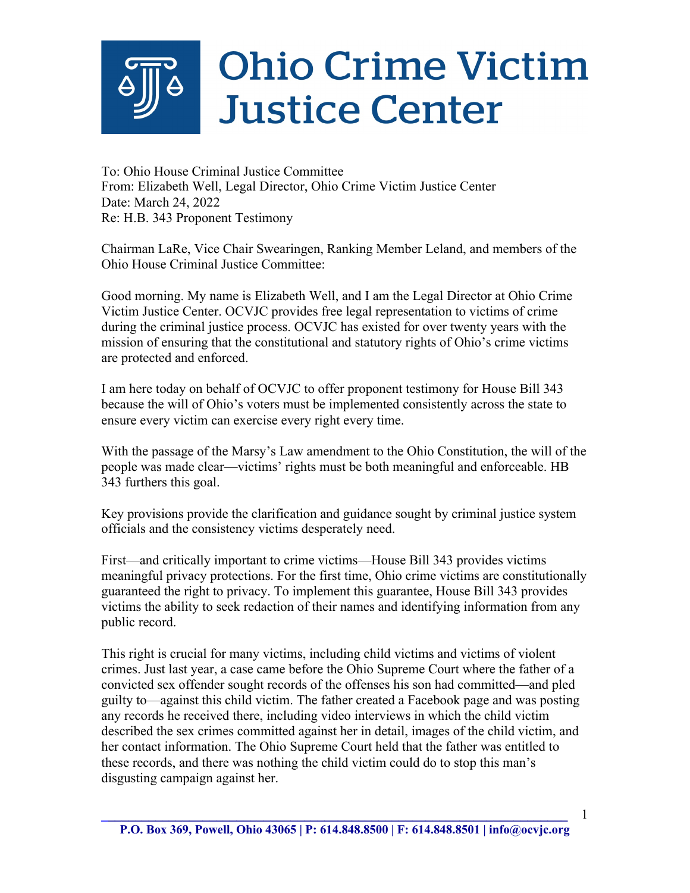# Ohio Crime Victim Justice Center

To: Ohio House Criminal Justice Committee
From: Elizabeth Well, Legal Director, Ohio Crime Victim Justice Center
Date: March 24, 2022
Re: H.B. 343 Proponent Testimony

Chairman LaRe, Vice Chair Swearingen, Ranking Member Leland, and members of the Ohio House Criminal Justice Committee:

Good morning. My name is Elizabeth Well, and I am the Legal Director at Ohio Crime Victim Justice Center. OCVJC provides free legal representation to victims of crime during the criminal justice process. OCVJC has existed for over twenty years with the mission of ensuring that the constitutional and statutory rights of Ohio's crime victims are protected and enforced.

I am here today on behalf of OCVJC to offer proponent testimony for House Bill 343 because the will of Ohio's voters must be implemented consistently across the state to ensure every victim can exercise every right every time.

With the passage of the Marsy's Law amendment to the Ohio Constitution, the will of the people was made clear—victims' rights must be both meaningful and enforceable. HB 343 furthers this goal.

Key provisions provide the clarification and guidance sought by criminal justice system officials and the consistency victims desperately need.

First—and critically important to crime victims—House Bill 343 provides victims meaningful privacy protections. For the first time, Ohio crime victims are constitutionally guaranteed the right to privacy. To implement this guarantee, House Bill 343 provides victims the ability to seek redaction of their names and identifying information from any public record.

This right is crucial for many victims, including child victims and victims of violent crimes. Just last year, a case came before the Ohio Supreme Court where the father of a convicted sex offender sought records of the offenses his son had committed—and pled guilty to—against this child victim. The father created a Facebook page and was posting any records he received there, including video interviews in which the child victim described the sex crimes committed against her in detail, images of the child victim, and her contact information. The Ohio Supreme Court held that the father was entitled to these records, and there was nothing the child victim could do to stop this man's disgusting campaign against her.

**P.O. Box 369, Powell, Ohio 43065 | P: 614.848.8500 | F: 614.848.8501 | info@ocvjc.org**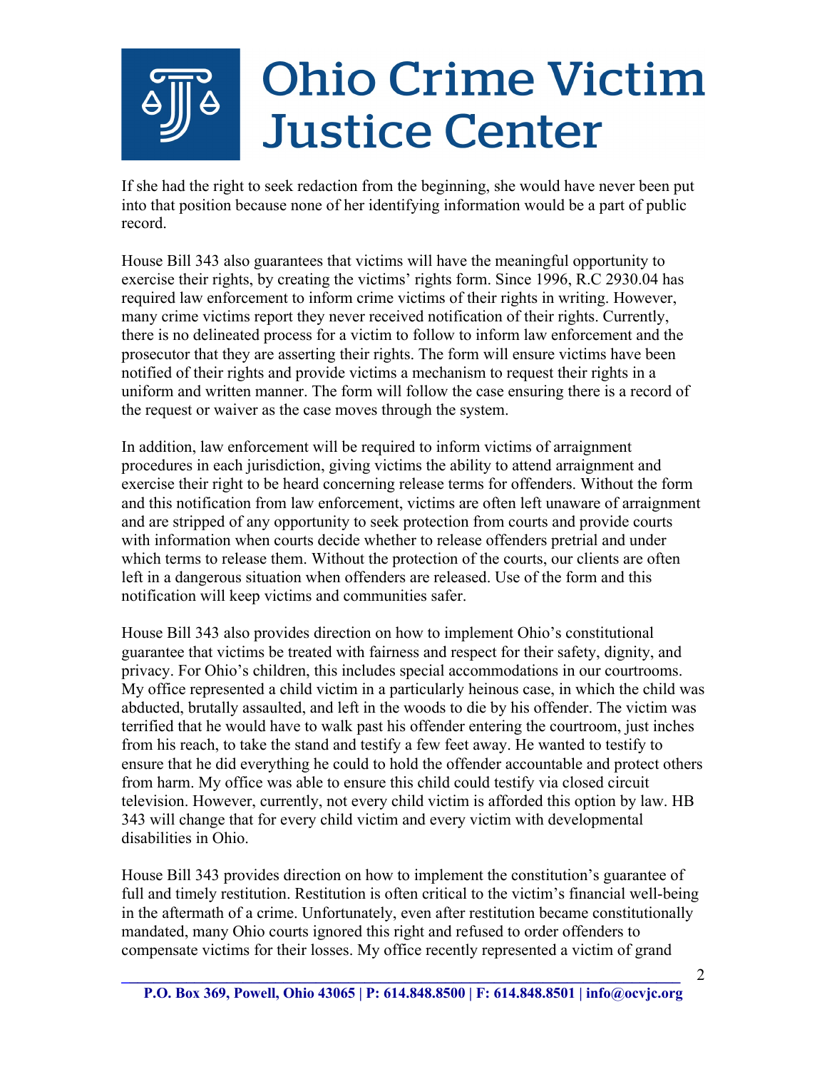If she had the right to seek redaction from the beginning, she would have never been put into that position because none of her identifying information would be a part of public record.

House Bill 343 also guarantees that victims will have the meaningful opportunity to exercise their rights, by creating the victims' rights form. Since 1996, R.C 2930.04 has required law enforcement to inform crime victims of their rights in writing. However, many crime victims report they never received notification of their rights. Currently, there is no delineated process for a victim to follow to inform law enforcement and the prosecutor that they are asserting their rights. The form will ensure victims have been notified of their rights and provide victims a mechanism to request their rights in a uniform and written manner. The form will follow the case ensuring there is a record of the request or waiver as the case moves through the system.

In addition, law enforcement will be required to inform victims of arraignment procedures in each jurisdiction, giving victims the ability to attend arraignment and exercise their right to be heard concerning release terms for offenders. Without the form and this notification from law enforcement, victims are often left unaware of arraignment and are stripped of any opportunity to seek protection from courts and provide courts with information when courts decide whether to release offenders pretrial and under which terms to release them. Without the protection of the courts, our clients are often left in a dangerous situation when offenders are released. Use of the form and this notification will keep victims and communities safer.

House Bill 343 also provides direction on how to implement Ohio's constitutional guarantee that victims be treated with fairness and respect for their safety, dignity, and privacy. For Ohio's children, this includes special accommodations in our courtrooms. My office represented a child victim in a particularly heinous case, in which the child was abducted, brutally assaulted, and left in the woods to die by his offender. The victim was terrified that he would have to walk past his offender entering the courtroom, just inches from his reach, to take the stand and testify a few feet away. He wanted to testify to ensure that he did everything he could to hold the offender accountable and protect others from harm. My office was able to ensure this child could testify via closed circuit television. However, currently, not every child victim is afforded this option by law. HB 343 will change that for every child victim and every victim with developmental disabilities in Ohio.

House Bill 343 provides direction on how to implement the constitution's guarantee of full and timely restitution. Restitution is often critical to the victim's financial well-being in the aftermath of a crime. Unfortunately, even after restitution became constitutionally mandated, many Ohio courts ignored this right and refused to order offenders to compensate victims for their losses. My office recently represented a victim of grand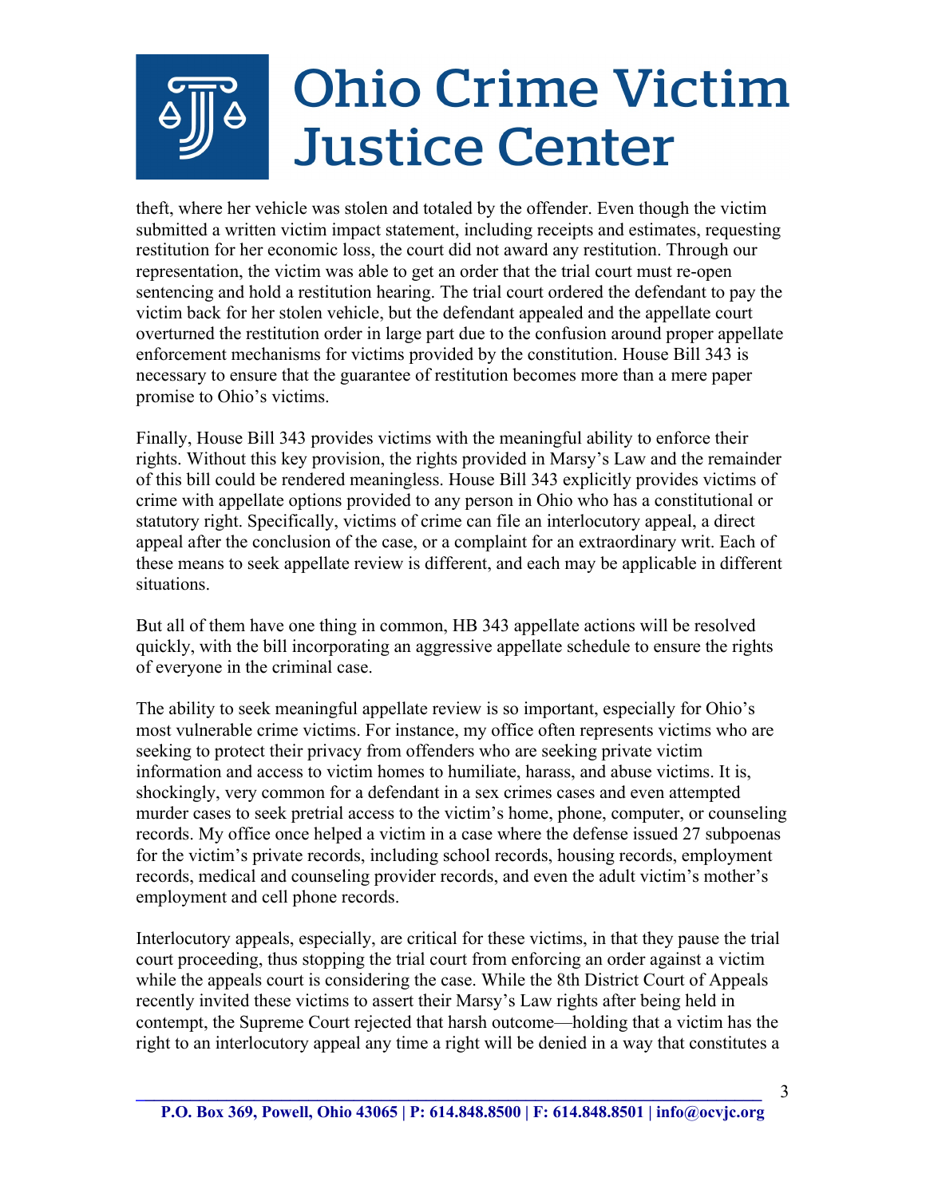theft, where her vehicle was stolen and totaled by the offender. Even though the victim submitted a written victim impact statement, including receipts and estimates, requesting restitution for her economic loss, the court did not award any restitution. Through our representation, the victim was able to get an order that the trial court must re-open sentencing and hold a restitution hearing. The trial court ordered the defendant to pay the victim back for her stolen vehicle, but the defendant appealed and the appellate court overturned the restitution order in large part due to the confusion around proper appellate enforcement mechanisms for victims provided by the constitution. House Bill 343 is necessary to ensure that the guarantee of restitution becomes more than a mere paper promise to Ohio's victims.

Finally, House Bill 343 provides victims with the meaningful ability to enforce their rights. Without this key provision, the rights provided in Marsy's Law and the remainder of this bill could be rendered meaningless. House Bill 343 explicitly provides victims of crime with appellate options provided to any person in Ohio who has a constitutional or statutory right. Specifically, victims of crime can file an interlocutory appeal, a direct appeal after the conclusion of the case, or a complaint for an extraordinary writ. Each of these means to seek appellate review is different, and each may be applicable in different situations.

But all of them have one thing in common, HB 343 appellate actions will be resolved quickly, with the bill incorporating an aggressive appellate schedule to ensure the rights of everyone in the criminal case.

The ability to seek meaningful appellate review is so important, especially for Ohio's most vulnerable crime victims. For instance, my office often represents victims who are seeking to protect their privacy from offenders who are seeking private victim information and access to victim homes to humiliate, harass, and abuse victims. It is, shockingly, very common for a defendant in a sex crimes cases and even attempted murder cases to seek pretrial access to the victim's home, phone, computer, or counseling records. My office once helped a victim in a case where the defense issued 27 subpoenas for the victim's private records, including school records, housing records, employment records, medical and counseling provider records, and even the adult victim's mother's employment and cell phone records.

Interlocutory appeals, especially, are critical for these victims, in that they pause the trial court proceeding, thus stopping the trial court from enforcing an order against a victim while the appeals court is considering the case. While the 8th District Court of Appeals recently invited these victims to assert their Marsy's Law rights after being held in contempt, the Supreme Court rejected that harsh outcome—holding that a victim has the right to an interlocutory appeal any time a right will be denied in a way that constitutes a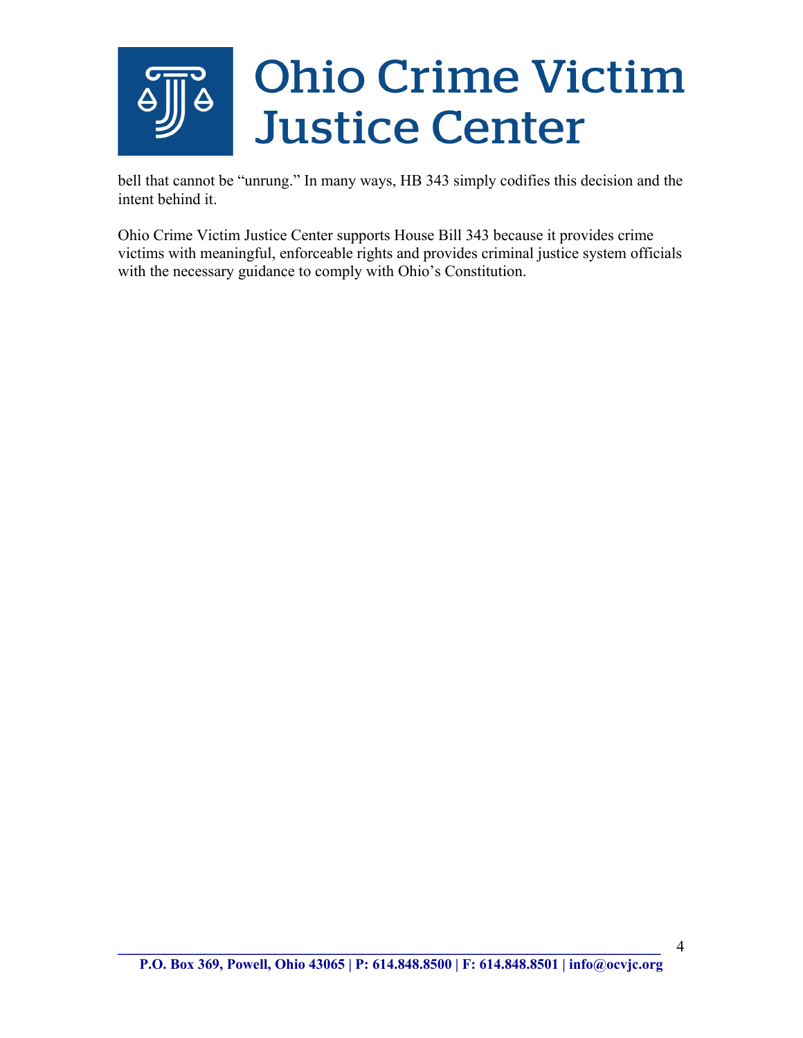bell that cannot be "unrung." In many ways, HB 343 simply codifies this decision and the intent behind it.

Ohio Crime Victim Justice Center supports House Bill 343 because it provides crime victims with meaningful, enforceable rights and provides criminal justice system officials with the necessary guidance to comply with Ohio's Constitution.